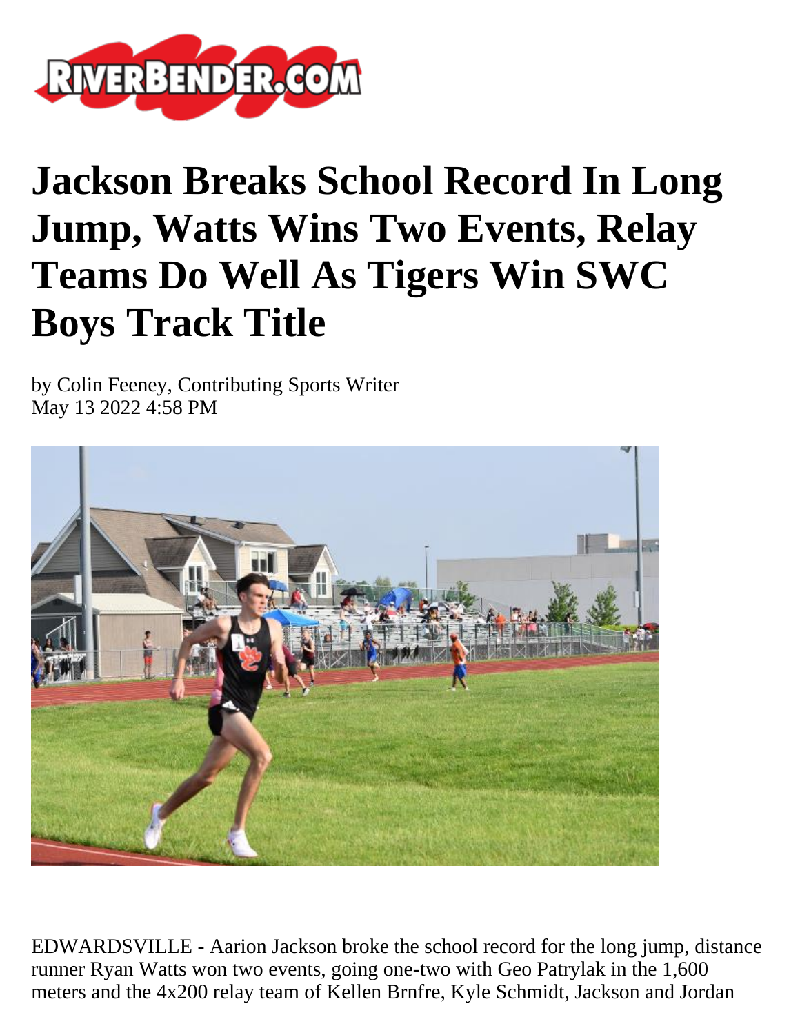# Jackson Breaks School Record In Long Jump, Watts Wins Two Events, Relay Teams Do Well As Tigers Win SWC Boys Track Title

by Colin Feeney, Contributing Sports Writer
May 13 2022 4:58 PM

EDWARDSVILLE - Aarion Jackson broke the school record for the long jump, distance runner Ryan Watts won two events, going one-two with Geo Patrylak in the 1,600 meters and the 4x200 relay team of Kellen Brnfre, Kyle Schmidt, Jackson and Jordan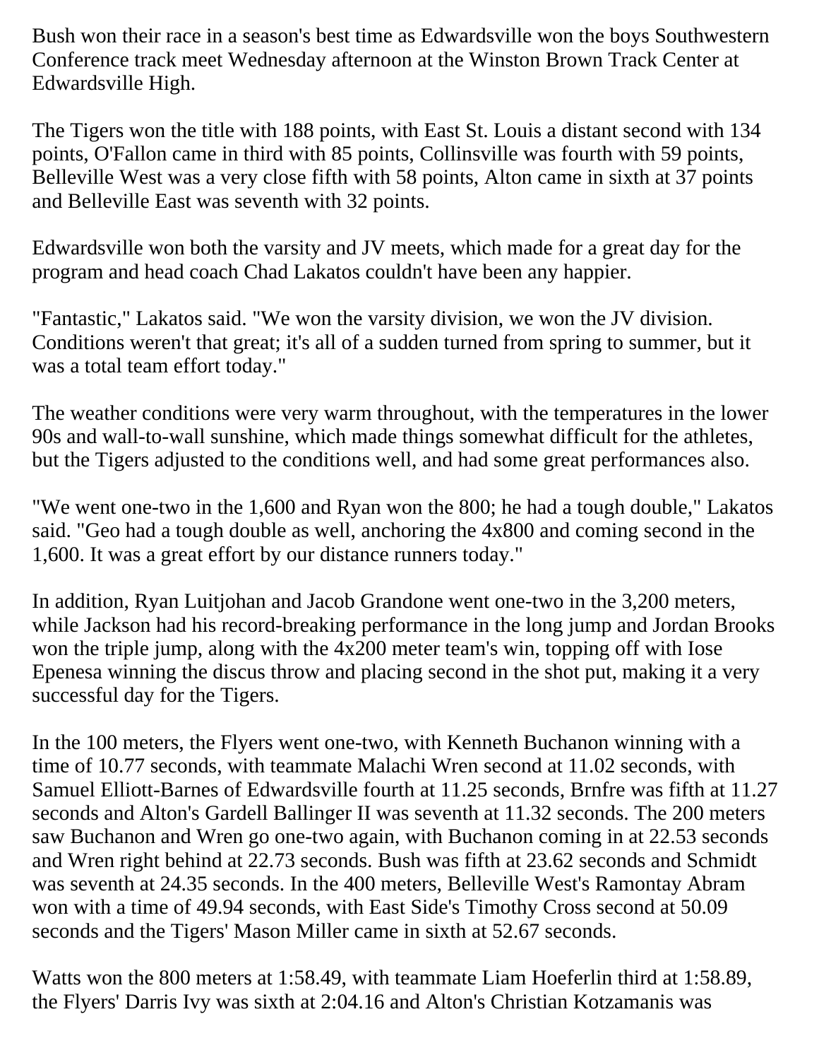Bush won their race in a season's best time as Edwardsville won the boys Southwestern Conference track meet Wednesday afternoon at the Winston Brown Track Center at Edwardsville High.

The Tigers won the title with 188 points, with East St. Louis a distant second with 134 points, O'Fallon came in third with 85 points, Collinsville was fourth with 59 points, Belleville West was a very close fifth with 58 points, Alton came in sixth at 37 points and Belleville East was seventh with 32 points.

Edwardsville won both the varsity and JV meets, which made for a great day for the program and head coach Chad Lakatos couldn't have been any happier.

"Fantastic," Lakatos said. "We won the varsity division, we won the JV division. Conditions weren't that great; it's all of a sudden turned from spring to summer, but it was a total team effort today."

The weather conditions were very warm throughout, with the temperatures in the lower 90s and wall-to-wall sunshine, which made things somewhat difficult for the athletes, but the Tigers adjusted to the conditions well, and had some great performances also.

"We went one-two in the 1,600 and Ryan won the 800; he had a tough double," Lakatos said. "Geo had a tough double as well, anchoring the 4x800 and coming second in the 1,600. It was a great effort by our distance runners today."

In addition, Ryan Luitjohan and Jacob Grandone went one-two in the 3,200 meters, while Jackson had his record-breaking performance in the long jump and Jordan Brooks won the triple jump, along with the 4x200 meter team's win, topping off with Iose Epenesa winning the discus throw and placing second in the shot put, making it a very successful day for the Tigers.

In the 100 meters, the Flyers went one-two, with Kenneth Buchanon winning with a time of 10.77 seconds, with teammate Malachi Wren second at 11.02 seconds, with Samuel Elliott-Barnes of Edwardsville fourth at 11.25 seconds, Brnfre was fifth at 11.27 seconds and Alton's Gardell Ballinger II was seventh at 11.32 seconds. The 200 meters saw Buchanon and Wren go one-two again, with Buchanon coming in at 22.53 seconds and Wren right behind at 22.73 seconds. Bush was fifth at 23.62 seconds and Schmidt was seventh at 24.35 seconds. In the 400 meters, Belleville West's Ramontay Abram won with a time of 49.94 seconds, with East Side's Timothy Cross second at 50.09 seconds and the Tigers' Mason Miller came in sixth at 52.67 seconds.

Watts won the 800 meters at 1:58.49, with teammate Liam Hoeferlin third at 1:58.89, the Flyers' Darris Ivy was sixth at 2:04.16 and Alton's Christian Kotzamanis was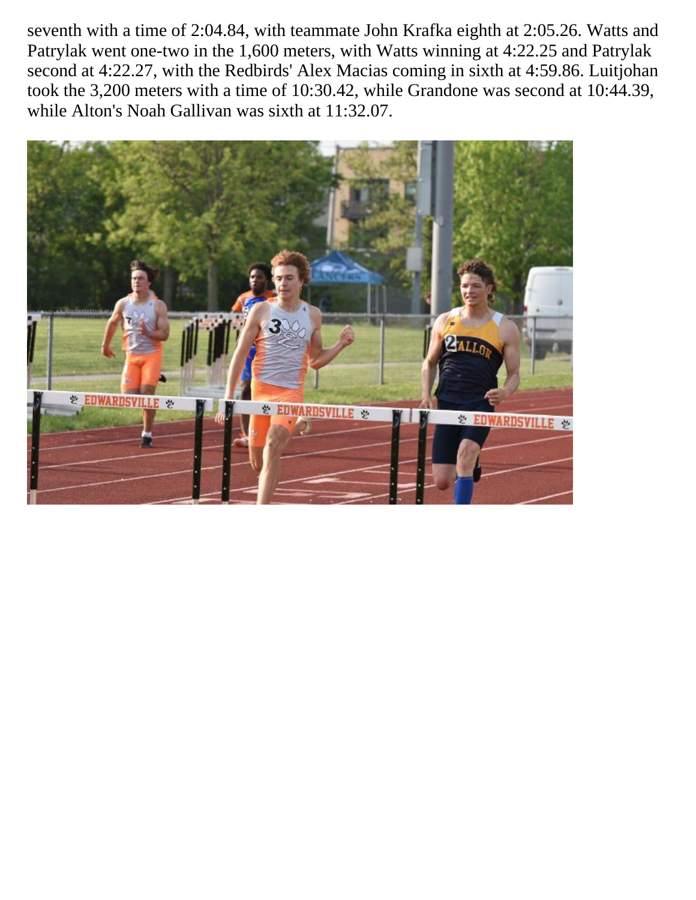seventh with a time of 2:04.84, with teammate John Krafka eighth at 2:05.26. Watts and Patrylak went one-two in the 1,600 meters, with Watts winning at 4:22.25 and Patrylak second at 4:22.27, with the Redbirds' Alex Macias coming in sixth at 4:59.86. Luitjohan took the 3,200 meters with a time of 10:30.42, while Grandone was second at 10:44.39, while Alton's Noah Gallivan was sixth at 11:32.07.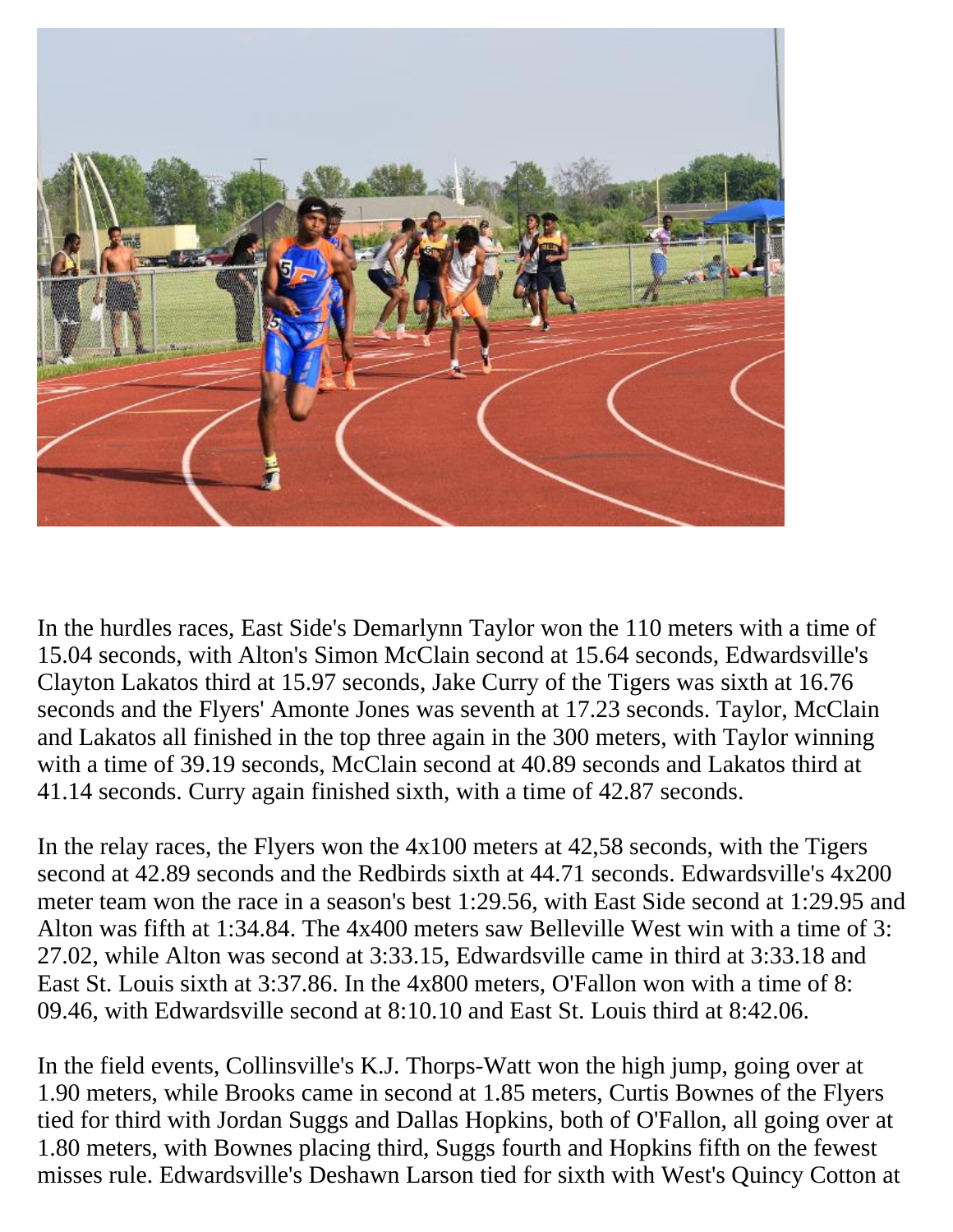In the hurdles races, East Side's Demarlynn Taylor won the 110 meters with a time of 15.04 seconds, with Alton's Simon McClain second at 15.64 seconds, Edwardsville's Clayton Lakatos third at 15.97 seconds, Jake Curry of the Tigers was sixth at 16.76 seconds and the Flyers' Amonte Jones was seventh at 17.23 seconds. Taylor, McClain and Lakatos all finished in the top three again in the 300 meters, with Taylor winning with a time of 39.19 seconds, McClain second at 40.89 seconds and Lakatos third at 41.14 seconds. Curry again finished sixth, with a time of 42.87 seconds.

In the relay races, the Flyers won the 4x100 meters at 42,58 seconds, with the Tigers second at 42.89 seconds and the Redbirds sixth at 44.71 seconds. Edwardsville's 4x200 meter team won the race in a season's best 1:29.56, with East Side second at 1:29.95 and Alton was fifth at 1:34.84. The 4x400 meters saw Belleville West win with a time of 3: 27.02, while Alton was second at 3:33.15, Edwardsville came in third at 3:33.18 and East St. Louis sixth at 3:37.86. In the 4x800 meters, O'Fallon won with a time of 8: 09.46, with Edwardsville second at 8:10.10 and East St. Louis third at 8:42.06.

In the field events, Collinsville's K.J. Thorps-Watt won the high jump, going over at 1.90 meters, while Brooks came in second at 1.85 meters, Curtis Bownes of the Flyers tied for third with Jordan Suggs and Dallas Hopkins, both of O'Fallon, all going over at 1.80 meters, with Bownes placing third, Suggs fourth and Hopkins fifth on the fewest misses rule. Edwardsville's Deshawn Larson tied for sixth with West's Quincy Cotton at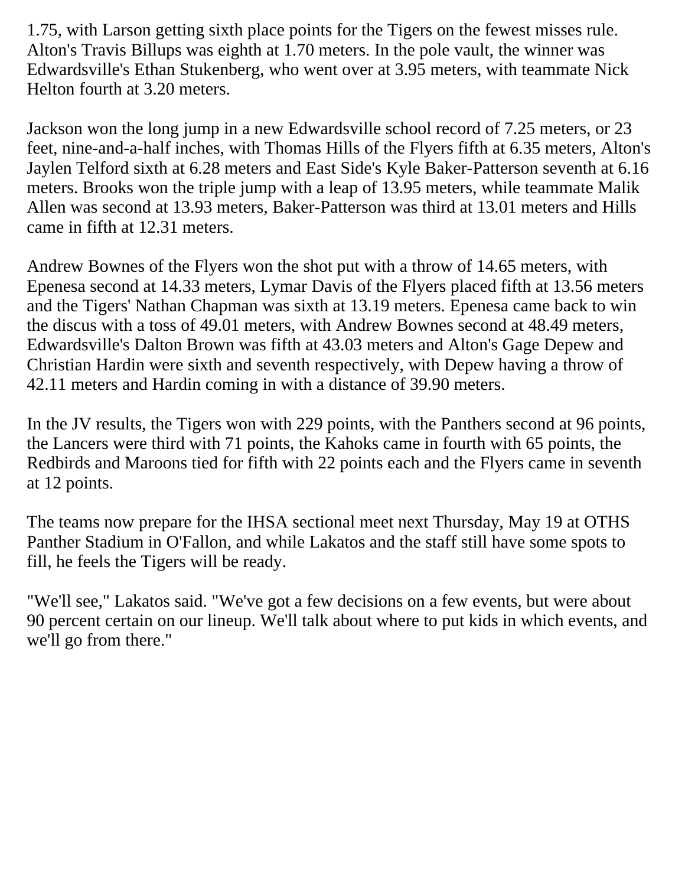1.75, with Larson getting sixth place points for the Tigers on the fewest misses rule. Alton's Travis Billups was eighth at 1.70 meters. In the pole vault, the winner was Edwardsville's Ethan Stukenberg, who went over at 3.95 meters, with teammate Nick Helton fourth at 3.20 meters.

Jackson won the long jump in a new Edwardsville school record of 7.25 meters, or 23 feet, nine-and-a-half inches, with Thomas Hills of the Flyers fifth at 6.35 meters, Alton's Jaylen Telford sixth at 6.28 meters and East Side's Kyle Baker-Patterson seventh at 6.16 meters. Brooks won the triple jump with a leap of 13.95 meters, while teammate Malik Allen was second at 13.93 meters, Baker-Patterson was third at 13.01 meters and Hills came in fifth at 12.31 meters.

Andrew Bownes of the Flyers won the shot put with a throw of 14.65 meters, with Epenesa second at 14.33 meters, Lymar Davis of the Flyers placed fifth at 13.56 meters and the Tigers' Nathan Chapman was sixth at 13.19 meters. Epenesa came back to win the discus with a toss of 49.01 meters, with Andrew Bownes second at 48.49 meters, Edwardsville's Dalton Brown was fifth at 43.03 meters and Alton's Gage Depew and Christian Hardin were sixth and seventh respectively, with Depew having a throw of 42.11 meters and Hardin coming in with a distance of 39.90 meters.

In the JV results, the Tigers won with 229 points, with the Panthers second at 96 points, the Lancers were third with 71 points, the Kahoks came in fourth with 65 points, the Redbirds and Maroons tied for fifth with 22 points each and the Flyers came in seventh at 12 points.

The teams now prepare for the IHSA sectional meet next Thursday, May 19 at OTHS Panther Stadium in O'Fallon, and while Lakatos and the staff still have some spots to fill, he feels the Tigers will be ready.

"We'll see," Lakatos said. "We've got a few decisions on a few events, but were about 90 percent certain on our lineup. We'll talk about where to put kids in which events, and we'll go from there."